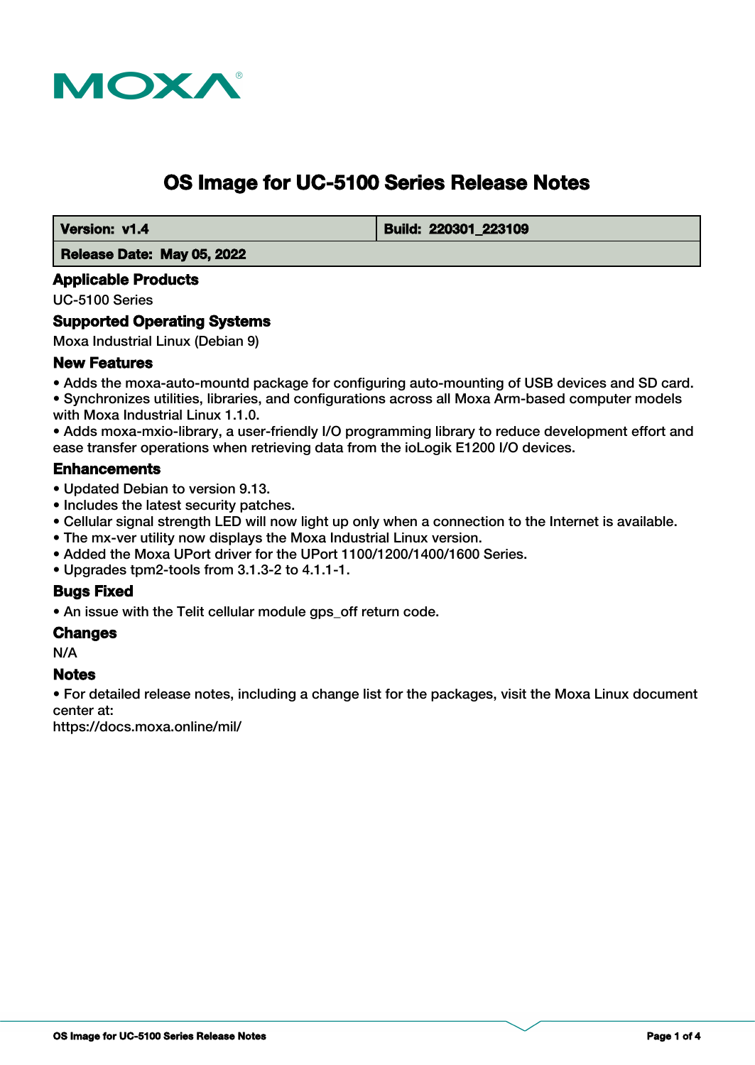# OS Image for UC-5100 Series Release Notes

| **Version: v1.4** | **Build: 220301_223109** |
|---|---|
| **Release Date: May 05, 2022** | |

## Applicable Products

UC-5100 Series

## Supported Operating Systems

Moxa Industrial Linux (Debian 9)

## New Features

- Adds the moxa-auto-mountd package for configuring auto-mounting of USB devices and SD card.
- Synchronizes utilities, libraries, and configurations across all Moxa Arm-based computer models with Moxa Industrial Linux 1.1.0.
- Adds moxa-mxio-library, a user-friendly I/O programming library to reduce development effort and ease transfer operations when retrieving data from the ioLogik E1200 I/O devices.

## Enhancements

- Updated Debian to version 9.13.
- Includes the latest security patches.
- Cellular signal strength LED will now light up only when a connection to the Internet is available.
- The mx-ver utility now displays the Moxa Industrial Linux version.
- Added the Moxa UPort driver for the UPort 1100/1200/1400/1600 Series.
- Upgrades tpm2-tools from 3.1.3-2 to 4.1.1-1.

## Bugs Fixed

- An issue with the Telit cellular module gps_off return code.

## Changes

N/A

## Notes

- For detailed release notes, including a change list for the packages, visit the Moxa Linux document center at:

https://docs.moxa.online/mil/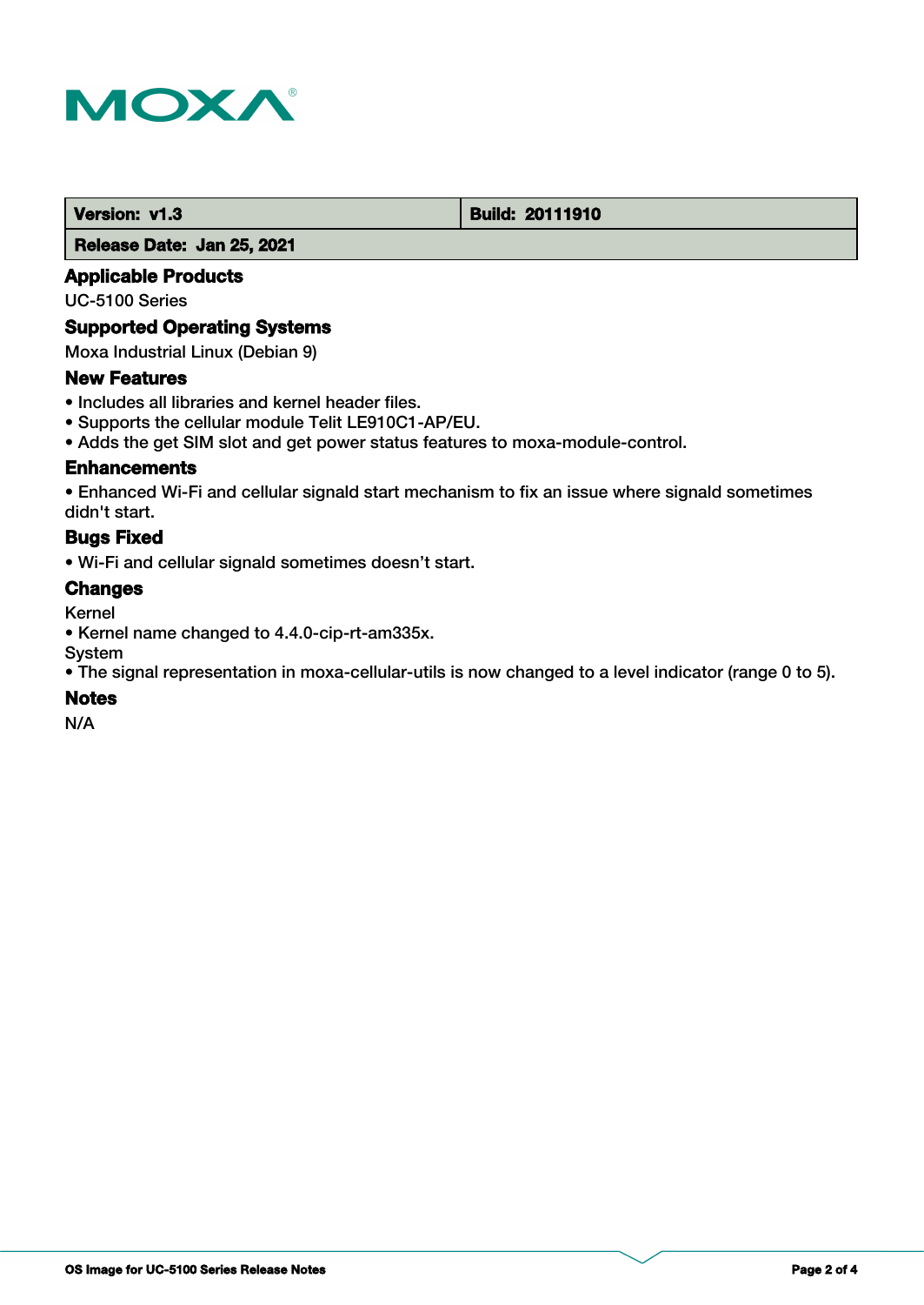| Version: v1.3 | Build: 20111910 |
| --- | --- |
| Release Date: Jan 25, 2021 | |

### Applicable Products

UC-5100 Series

### Supported Operating Systems

Moxa Industrial Linux (Debian 9)

### New Features

- Includes all libraries and kernel header files.
- Supports the cellular module Telit LE910C1-AP/EU.
- Adds the get SIM slot and get power status features to moxa-module-control.

### Enhancements

- Enhanced Wi-Fi and cellular signald start mechanism to fix an issue where signald sometimes didn't start.

### Bugs Fixed

- Wi-Fi and cellular signald sometimes doesn’t start.

### Changes

Kernel

- Kernel name changed to 4.4.0-cip-rt-am335x.

System

- The signal representation in moxa-cellular-utils is now changed to a level indicator (range 0 to 5).

### Notes

N/A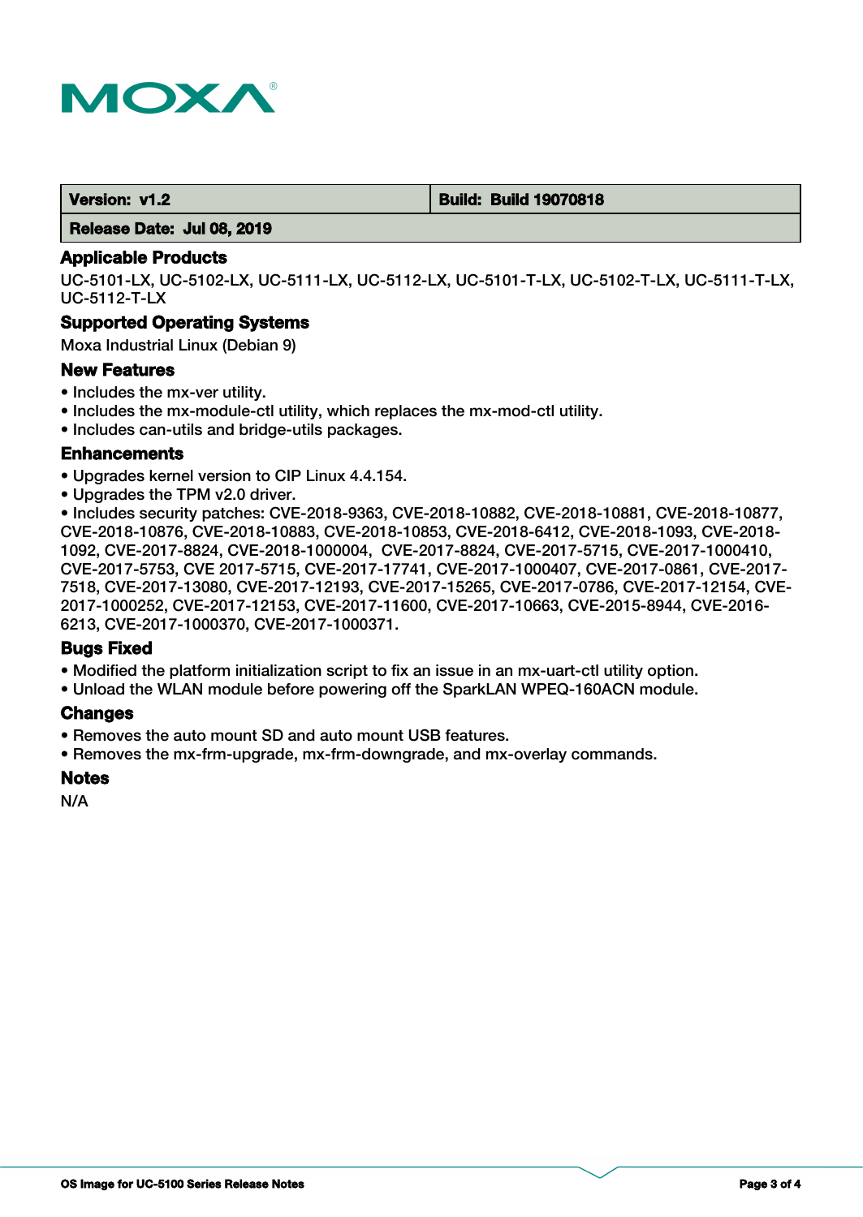| Version: v1.2 | Build: Build 19070818 |
|---|---|
| Release Date: Jul 08, 2019 | |

### Applicable Products

UC-5101-LX, UC-5102-LX, UC-5111-LX, UC-5112-LX, UC-5101-T-LX, UC-5102-T-LX, UC-5111-T-LX, UC-5112-T-LX

### Supported Operating Systems

Moxa Industrial Linux (Debian 9)

### New Features

- Includes the mx-ver utility.
- Includes the mx-module-ctl utility, which replaces the mx-mod-ctl utility.
- Includes can-utils and bridge-utils packages.

### Enhancements

- Upgrades kernel version to CIP Linux 4.4.154.
- Upgrades the TPM v2.0 driver.
- Includes security patches: CVE-2018-9363, CVE-2018-10882, CVE-2018-10881, CVE-2018-10877, CVE-2018-10876, CVE-2018-10883, CVE-2018-10853, CVE-2018-6412, CVE-2018-1093, CVE-2018-1092, CVE-2017-8824, CVE-2018-1000004, CVE-2017-8824, CVE-2017-5715, CVE-2017-1000410, CVE-2017-5753, CVE 2017-5715, CVE-2017-17741, CVE-2017-1000407, CVE-2017-0861, CVE-2017-7518, CVE-2017-13080, CVE-2017-12193, CVE-2017-15265, CVE-2017-0786, CVE-2017-12154, CVE-2017-1000252, CVE-2017-12153, CVE-2017-11600, CVE-2017-10663, CVE-2015-8944, CVE-2016-6213, CVE-2017-1000370, CVE-2017-1000371.

### Bugs Fixed

- Modified the platform initialization script to fix an issue in an mx-uart-ctl utility option.
- Unload the WLAN module before powering off the SparkLAN WPEQ-160ACN module.

### Changes

- Removes the auto mount SD and auto mount USB features.
- Removes the mx-frm-upgrade, mx-frm-downgrade, and mx-overlay commands.

### Notes

N/A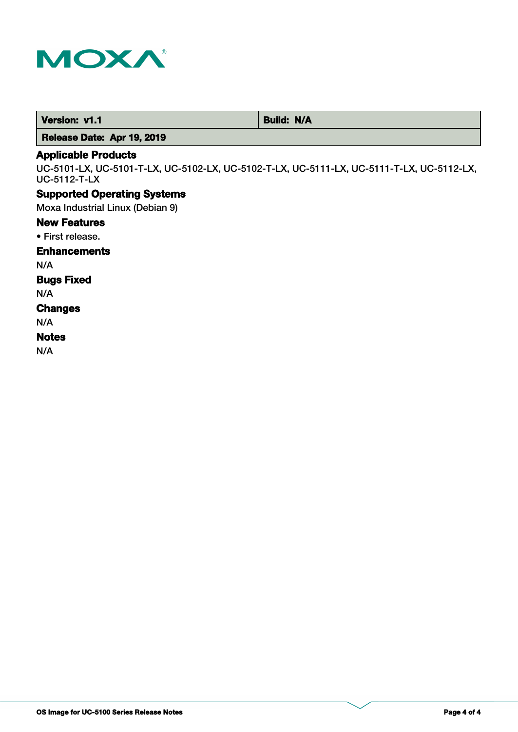| Version: v1.1 | Build: N/A |
| --- | --- |
| Release Date: Apr 19, 2019 | |

## Applicable Products

UC-5101-LX, UC-5101-T-LX, UC-5102-LX, UC-5102-T-LX, UC-5111-LX, UC-5111-T-LX, UC-5112-LX, UC-5112-T-LX

## Supported Operating Systems

Moxa Industrial Linux (Debian 9)

## New Features

- First release.

## Enhancements

N/A

## Bugs Fixed

N/A

## Changes

N/A

## Notes

N/A